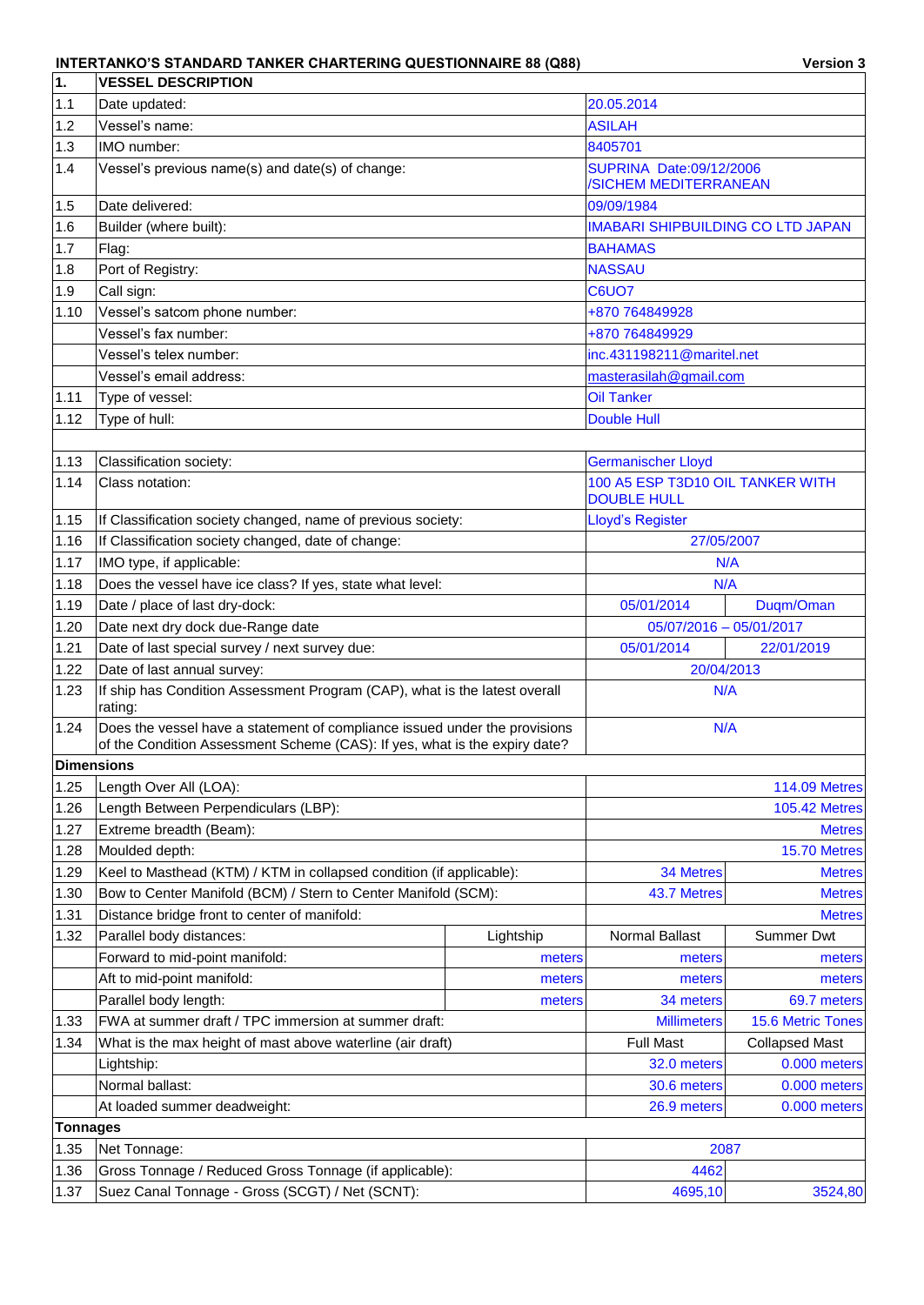**INTERTANKO'S STANDARD TANKER CHARTERING QUESTIONNAIRE 88 (Q88)** **Version 3**

| 1. | VESSEL DESCRIPTION | | | |
|---|---|---|---|---|
| 1.1 | Date updated: | | 20.05.2014 | |
| 1.2 | Vessel's name: | | ASILAH | |
| 1.3 | IMO number: | | 8405701 | |
| 1.4 | Vessel's previous name(s) and date(s) of change: | | SUPRINA Date:09/12/2006 /SICHEM MEDITERRANEAN | |
| 1.5 | Date delivered: | | 09/09/1984 | |
| 1.6 | Builder (where built): | | IMABARI SHIPBUILDING CO LTD JAPAN | |
| 1.7 | Flag: | | BAHAMAS | |
| 1.8 | Port of Registry: | | NASSAU | |
| 1.9 | Call sign: | | C6UO7 | |
| 1.10 | Vessel's satcom phone number: | | +870 764849928 | |
| | Vessel's fax number: | | +870 764849929 | |
| | Vessel's telex number: | | inc.431198211@maritel.net | |
| | Vessel's email address: | | masterasilah@gmail.com | |
| 1.11 | Type of vessel: | | Oil Tanker | |
| 1.12 | Type of hull: | | Double Hull | |
| | | | | |
| 1.13 | Classification society: | | Germanischer Lloyd | |
| 1.14 | Class notation: | | 100 A5 ESP T3D10 OIL TANKER WITH DOUBLE HULL | |
| 1.15 | If Classification society changed, name of previous society: | | Lloyd's Register | |
| 1.16 | If Classification society changed, date of change: | | 27/05/2007 | |
| 1.17 | IMO type, if applicable: | | N/A | |
| 1.18 | Does the vessel have ice class? If yes, state what level: | | N/A | |
| 1.19 | Date / place of last dry-dock: | | 05/01/2014 | Duqm/Oman |
| 1.20 | Date next dry dock due-Range date | | 05/07/2016 – 05/01/2017 | |
| 1.21 | Date of last special survey / next survey due: | | 05/01/2014 | 22/01/2019 |
| 1.22 | Date of last annual survey: | | 20/04/2013 | |
| 1.23 | If ship has Condition Assessment Program (CAP), what is the latest overall rating: | | N/A | |
| 1.24 | Does the vessel have a statement of compliance issued under the provisions of the Condition Assessment Scheme (CAS): If yes, what is the expiry date? | | N/A | |
| **Dimensions** | | | | |
| 1.25 | Length Over All (LOA): | | | 114.09 Metres |
| 1.26 | Length Between Perpendiculars (LBP): | | | 105.42 Metres |
| 1.27 | Extreme breadth (Beam): | | | Metres |
| 1.28 | Moulded depth: | | | 15.70 Metres |
| 1.29 | Keel to Masthead (KTM) / KTM in collapsed condition (if applicable): | | 34 Metres | Metres |
| 1.30 | Bow to Center Manifold (BCM) / Stern to Center Manifold (SCM): | | 43.7 Metres | Metres |
| 1.31 | Distance bridge front to center of manifold: | | | Metres |
| 1.32 | Parallel body distances: | Lightship | Normal Ballast | Summer Dwt |
| | Forward to mid-point manifold: | meters | meters | meters |
| | Aft to mid-point manifold: | meters | meters | meters |
| | Parallel body length: | meters | 34 meters | 69.7 meters |
| 1.33 | FWA at summer draft / TPC immersion at summer draft: | | Millimeters | 15.6 Metric Tones |
| 1.34 | What is the max height of mast above waterline (air draft) | | Full Mast | Collapsed Mast |
| | Lightship: | | 32.0 meters | 0.000 meters |
| | Normal ballast: | | 30.6 meters | 0.000 meters |
| | At loaded summer deadweight: | | 26.9 meters | 0.000 meters |
| **Tonnages** | | | | |
| 1.35 | Net Tonnage: | | 2087 | |
| 1.36 | Gross Tonnage / Reduced Gross Tonnage (if applicable): | | 4462 | |
| 1.37 | Suez Canal Tonnage - Gross (SCGT) / Net (SCNT): | | 4695,10 | 3524,80 |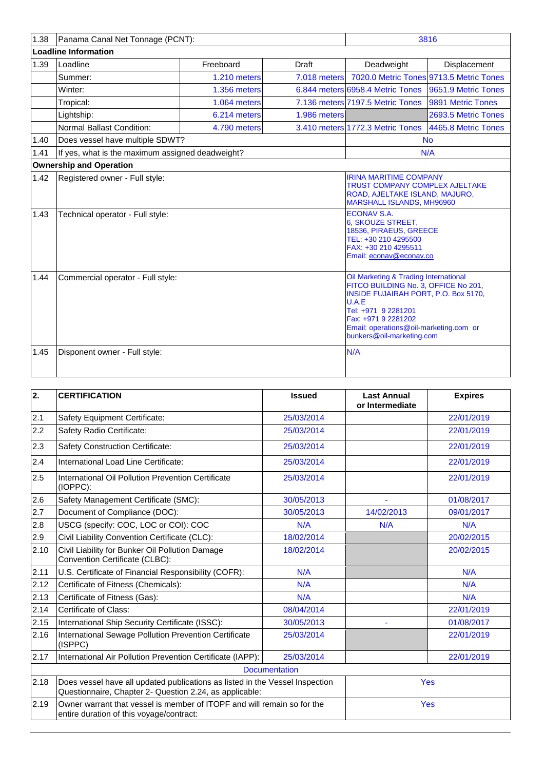| 1.38 | Panama Canal Net Tonnage (PCNT): | | | 3816 | |
|---|---|---|---|---|---|
| **Loadline Information** | | | | | |
| 1.39 | Loadline | Freeboard | Draft | Deadweight | Displacement |
| | Summer: | 1.210 meters | 7.018 meters | 7020.0 Metric Tones | 9713.5 Metric Tones |
| | Winter: | 1.356 meters | 6.844 meters | 6958.4 Metric Tones | 9651.9 Metric Tones |
| | Tropical: | 1.064 meters | 7.136 meters | 7197.5 Metric Tones | 9891 Metric Tones |
| | Lightship: | 6.214 meters | 1.986 meters | | 2693.5 Metric Tones |
| | Normal Ballast Condition: | 4.790 meters | 3.410 meters | 1772.3 Metric Tones | 4465.8 Metric Tones |
| 1.40 | Does vessel have multiple SDWT? | | | No | |
| 1.41 | If yes, what is the maximum assigned deadweight? | | | N/A | |
| **Ownership and Operation** | | | | | |
| 1.42 | Registered owner - Full style: | | | IRINA MARITIME COMPANY<br>TRUST COMPANY COMPLEX AJELTAKE ROAD, AJELTAKE ISLAND, MAJURO, MARSHALL ISLANDS, MH96960 | |
| 1.43 | Technical operator - Full style: | | | ECONAV S.A.<br>6, SKOUZE STREET,<br>18536, PIRAEUS, GREECE<br>TEL: +30 210 4295500<br>FAX: +30 210 4295511<br>Email: econav@econav.co | |
| 1.44 | Commercial operator - Full style: | | | Oil Marketing & Trading International<br>FITCO BUILDING No. 3, OFFICE No 201, INSIDE FUJAIRAH PORT, P.O. Box 5170, U.A.E<br>Tel: +971 9 2281201<br>Fax: +971 9 2281202<br>Email: operations@oil-marketing.com or bunkers@oil-marketing.com | |
| 1.45 | Disponent owner - Full style: | | | N/A | |

| 2. | CERTIFICATION | Issued | Last Annual or Intermediate | Expires |
|---|---|---|---|---|
| 2.1 | Safety Equipment Certificate: | 25/03/2014 | | 22/01/2019 |
| 2.2 | Safety Radio Certificate: | 25/03/2014 | | 22/01/2019 |
| 2.3 | Safety Construction Certificate: | 25/03/2014 | | 22/01/2019 |
| 2.4 | International Load Line Certificate: | 25/03/2014 | | 22/01/2019 |
| 2.5 | International Oil Pollution Prevention Certificate (IOPPC): | 25/03/2014 | | 22/01/2019 |
| 2.6 | Safety Management Certificate (SMC): | 30/05/2013 | - | 01/08/2017 |
| 2.7 | Document of Compliance (DOC): | 30/05/2013 | 14/02/2013 | 09/01/2017 |
| 2.8 | USCG (specify: COC, LOC or COI): COC | N/A | N/A | N/A |
| 2.9 | Civil Liability Convention Certificate (CLC): | 18/02/2014 | | 20/02/2015 |
| 2.10 | Civil Liability for Bunker Oil Pollution Damage Convention Certificate (CLBC): | 18/02/2014 | | 20/02/2015 |
| 2.11 | U.S. Certificate of Financial Responsibility (COFR): | N/A | | N/A |
| 2.12 | Certificate of Fitness (Chemicals): | N/A | | N/A |
| 2.13 | Certificate of Fitness (Gas): | N/A | | N/A |
| 2.14 | Certificate of Class: | 08/04/2014 | | 22/01/2019 |
| 2.15 | International Ship Security Certificate (ISSC): | 30/05/2013 | - | 01/08/2017 |
| 2.16 | International Sewage Pollution Prevention Certificate (ISPPC) | 25/03/2014 | | 22/01/2019 |
| 2.17 | International Air Pollution Prevention Certificate (IAPP): | 25/03/2014 | | 22/01/2019 |
| | Documentation | | | |
| 2.18 | Does vessel have all updated publications as listed in the Vessel Inspection Questionnaire, Chapter 2- Question 2.24, as applicable: | | Yes | |
| 2.19 | Owner warrant that vessel is member of ITOPF and will remain so for the entire duration of this voyage/contract: | | Yes | |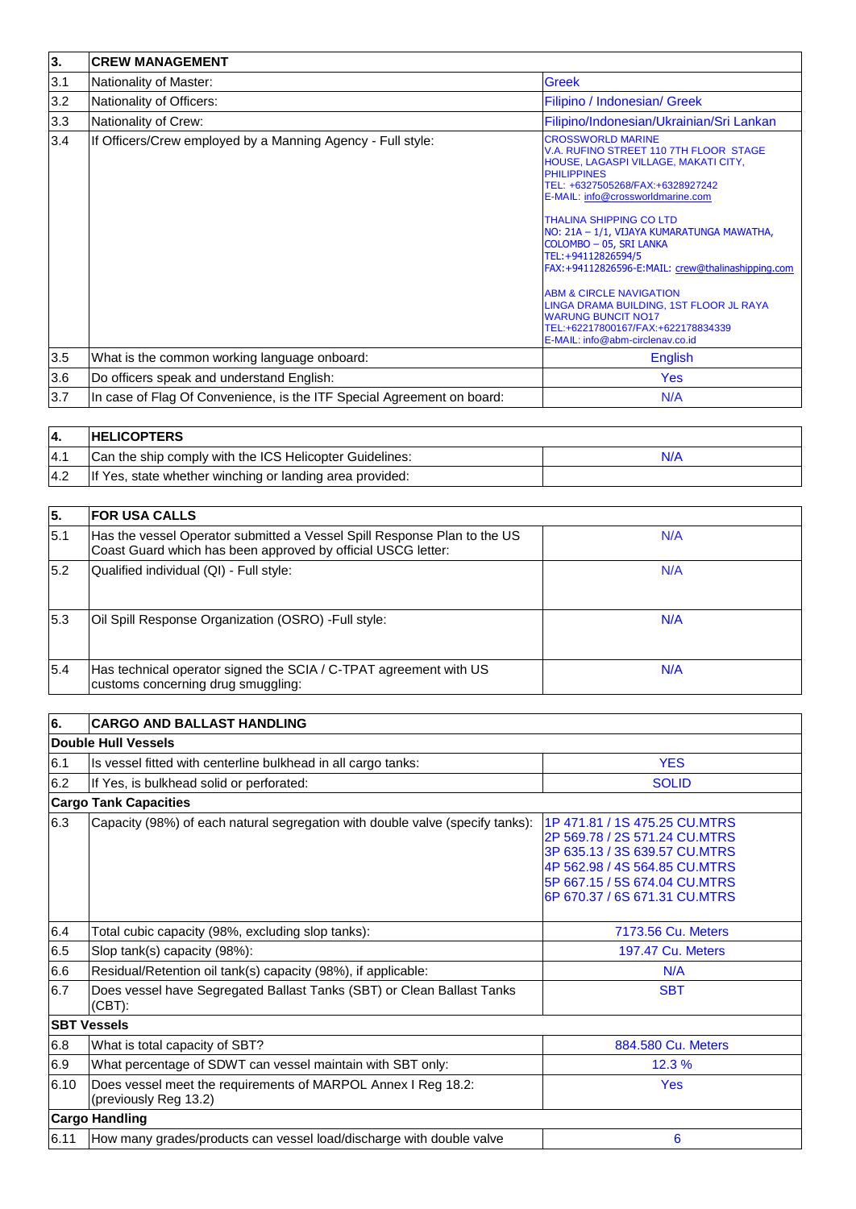| 3. | CREW MANAGEMENT | |
|---|---|---|
| 3.1 | Nationality of Master: | Greek |
| 3.2 | Nationality of Officers: | Filipino / Indonesian/ Greek |
| 3.3 | Nationality of Crew: | Filipino/Indonesian/Ukrainian/Sri Lankan |
| 3.4 | If Officers/Crew employed by a Manning Agency - Full style: | CROSSWORLD MARINE<br>V.A. RUFINO STREET 110 7TH FLOOR STAGE HOUSE, LAGASPI VILLAGE, MAKATI CITY, PHILIPPINES<br>TEL: +6327505268/FAX:+6328927242<br>E-MAIL: info@crossworldmarine.com<br><br>THALINA SHIPPING CO LTD<br>NO: 21A – 1/1, VIJAYA KUMARATUNGA MAWATHA, COLOMBO – 05, SRI LANKA<br>TEL:+94112826594/5<br>FAX:+94112826596-E:MAIL: crew@thalinashipping.com<br><br>ABM & CIRCLE NAVIGATION<br>LINGA DRAMA BUILDING, 1ST FLOOR JL RAYA WARUNG BUNCIT NO17<br>TEL:+62217800167/FAX:+622178834339<br>E-MAIL: info@abm-circlenav.co.id |
| 3.5 | What is the common working language onboard: | English |
| 3.6 | Do officers speak and understand English: | Yes |
| 3.7 | In case of Flag Of Convenience, is the ITF Special Agreement on board: | N/A |

| 4. | HELICOPTERS | |
|---|---|---|
| 4.1 | Can the ship comply with the ICS Helicopter Guidelines: | N/A |
| 4.2 | If Yes, state whether winching or landing area provided: | |

| 5. | FOR USA CALLS | |
|---|---|---|
| 5.1 | Has the vessel Operator submitted a Vessel Spill Response Plan to the US Coast Guard which has been approved by official USCG letter: | N/A |
| 5.2 | Qualified individual (QI) - Full style: | N/A |
| 5.3 | Oil Spill Response Organization (OSRO) -Full style: | N/A |
| 5.4 | Has technical operator signed the SCIA / C-TPAT agreement with US customs concerning drug smuggling: | N/A |

| 6. | CARGO AND BALLAST HANDLING | |
|---|---|---|
| **Double Hull Vessels** | | |
| 6.1 | Is vessel fitted with centerline bulkhead in all cargo tanks: | YES |
| 6.2 | If Yes, is bulkhead solid or perforated: | SOLID |
| **Cargo Tank Capacities** | | |
| 6.3 | Capacity (98%) of each natural segregation with double valve (specify tanks): | 1P 471.81 / 1S 475.25 CU.MTRS<br>2P 569.78 / 2S 571.24 CU.MTRS<br>3P 635.13 / 3S 639.57 CU.MTRS<br>4P 562.98 / 4S 564.85 CU.MTRS<br>5P 667.15 / 5S 674.04 CU.MTRS<br>6P 670.37 / 6S 671.31 CU.MTRS |
| 6.4 | Total cubic capacity (98%, excluding slop tanks): | 7173.56 Cu. Meters |
| 6.5 | Slop tank(s) capacity (98%): | 197.47 Cu. Meters |
| 6.6 | Residual/Retention oil tank(s) capacity (98%), if applicable: | N/A |
| 6.7 | Does vessel have Segregated Ballast Tanks (SBT) or Clean Ballast Tanks (CBT): | SBT |
| **SBT Vessels** | | |
| 6.8 | What is total capacity of SBT? | 884.580 Cu. Meters |
| 6.9 | What percentage of SDWT can vessel maintain with SBT only: | 12.3 % |
| 6.10 | Does vessel meet the requirements of MARPOL Annex I Reg 18.2: (previously Reg 13.2) | Yes |
| **Cargo Handling** | | |
| 6.11 | How many grades/products can vessel load/discharge with double valve | 6 |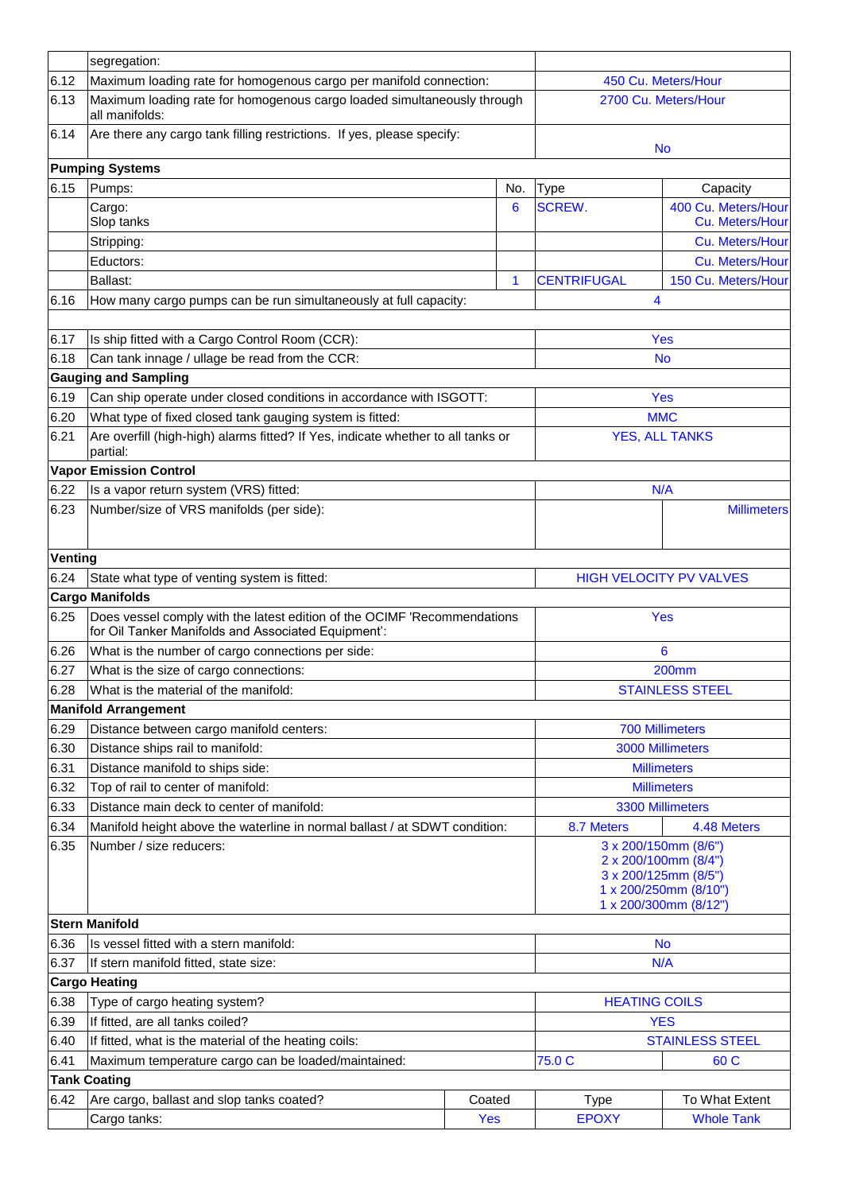| | | | | | |
|---|---|---|---|---|---|
| | segregation: | | | | |
| 6.12 | Maximum loading rate for homogenous cargo per manifold connection: | | | 450 Cu. Meters/Hour | |
| 6.13 | Maximum loading rate for homogenous cargo loaded simultaneously through all manifolds: | | | 2700 Cu. Meters/Hour | |
| 6.14 | Are there any cargo tank filling restrictions. If yes, please specify: | | | No | |
| **Pumping Systems** | | | | | |
| 6.15 | Pumps: | | No. | Type | Capacity |
| | Cargo:<br>Slop tanks | | 6 | SCREW. | 400 Cu. Meters/Hour<br>Cu. Meters/Hour |
| | Stripping: | | | | Cu. Meters/Hour |
| | Eductors: | | | | Cu. Meters/Hour |
| | Ballast: | | 1 | CENTRIFUGAL | 150 Cu. Meters/Hour |
| 6.16 | How many cargo pumps can be run simultaneously at full capacity: | | | 4 | |
| | | | | | |
| 6.17 | Is ship fitted with a Cargo Control Room (CCR): | | | Yes | |
| 6.18 | Can tank innage / ullage be read from the CCR: | | | No | |
| **Gauging and Sampling** | | | | | |
| 6.19 | Can ship operate under closed conditions in accordance with ISGOTT: | | | Yes | |
| 6.20 | What type of fixed closed tank gauging system is fitted: | | | MMC | |
| 6.21 | Are overfill (high-high) alarms fitted? If Yes, indicate whether to all tanks or partial: | | | YES, ALL TANKS | |
| **Vapor Emission Control** | | | | | |
| 6.22 | Is a vapor return system (VRS) fitted: | | | N/A | |
| 6.23 | Number/size of VRS manifolds (per side): | | | | Millimeters |
| **Venting** | | | | | |
| 6.24 | State what type of venting system is fitted: | | | HIGH VELOCITY PV VALVES | |
| **Cargo Manifolds** | | | | | |
| 6.25 | Does vessel comply with the latest edition of the OCIMF 'Recommendations for Oil Tanker Manifolds and Associated Equipment': | | | Yes | |
| 6.26 | What is the number of cargo connections per side: | | | 6 | |
| 6.27 | What is the size of cargo connections: | | | 200mm | |
| 6.28 | What is the material of the manifold: | | | STAINLESS STEEL | |
| **Manifold Arrangement** | | | | | |
| 6.29 | Distance between cargo manifold centers: | | | 700 Millimeters | |
| 6.30 | Distance ships rail to manifold: | | | 3000 Millimeters | |
| 6.31 | Distance manifold to ships side: | | | Millimeters | |
| 6.32 | Top of rail to center of manifold: | | | Millimeters | |
| 6.33 | Distance main deck to center of manifold: | | | 3300 Millimeters | |
| 6.34 | Manifold height above the waterline in normal ballast / at SDWT condition: | | | 8.7 Meters | 4.48 Meters |
| 6.35 | Number / size reducers: | | | 3 x 200/150mm (8/6")<br>2 x 200/100mm (8/4")<br>3 x 200/125mm (8/5")<br>1 x 200/250mm (8/10")<br>1 x 200/300mm (8/12") | |
| **Stern Manifold** | | | | | |
| 6.36 | Is vessel fitted with a stern manifold: | | | No | |
| 6.37 | If stern manifold fitted, state size: | | | N/A | |
| **Cargo Heating** | | | | | |
| 6.38 | Type of cargo heating system? | | | HEATING COILS | |
| 6.39 | If fitted, are all tanks coiled? | | | YES | |
| 6.40 | If fitted, what is the material of the heating coils: | | | STAINLESS STEEL | |
| 6.41 | Maximum temperature cargo can be loaded/maintained: | | | 75.0 C | 60 C |
| **Tank Coating** | | | | | |
| 6.42 | Are cargo, ballast and slop tanks coated? | Coated | | Type | To What Extent |
| | Cargo tanks: | Yes | | EPOXY | Whole Tank |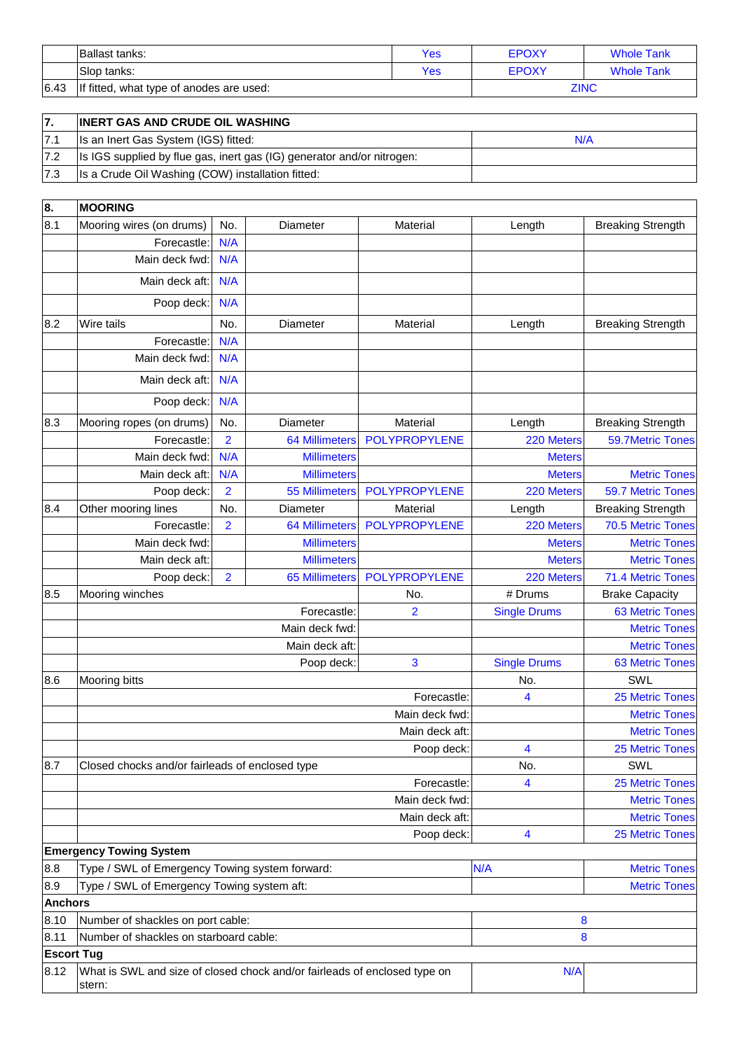| | | | | |
|---|---|---|---|---|
| | Ballast tanks: | Yes | EPOXY | Whole Tank |
| | Slop tanks: | Yes | EPOXY | Whole Tank |
| 6.43 | If fitted, what type of anodes are used: | | ZINC | |

| 7. | INERT GAS AND CRUDE OIL WASHING | |
|---|---|---|
| 7.1 | Is an Inert Gas System (IGS) fitted: | N/A |
| 7.2 | Is IGS supplied by flue gas, inert gas (IG) generator and/or nitrogen: | |
| 7.3 | Is a Crude Oil Washing (COW) installation fitted: | |

| 8. | MOORING | | | | | |
|---|---|---|---|---|---|---|
| 8.1 | Mooring wires (on drums) | No. | Diameter | Material | Length | Breaking Strength |
| | Forecastle: | N/A | | | | |
| | Main deck fwd: | N/A | | | | |
| | Main deck aft: | N/A | | | | |
| | Poop deck: | N/A | | | | |
| 8.2 | Wire tails | No. | Diameter | Material | Length | Breaking Strength |
| | Forecastle: | N/A | | | | |
| | Main deck fwd: | N/A | | | | |
| | Main deck aft: | N/A | | | | |
| | Poop deck: | N/A | | | | |
| 8.3 | Mooring ropes (on drums) | No. | Diameter | Material | Length | Breaking Strength |
| | Forecastle: | 2 | 64 Millimeters | POLYPROPYLENE | 220 Meters | 59.7Metric Tones |
| | Main deck fwd: | N/A | Millimeters | | Meters | |
| | Main deck aft: | N/A | Millimeters | | Meters | Metric Tones |
| | Poop deck: | 2 | 55 Millimeters | POLYPROPYLENE | 220 Meters | 59.7 Metric Tones |
| 8.4 | Other mooring lines | No. | Diameter | Material | Length | Breaking Strength |
| | Forecastle: | 2 | 64 Millimeters | POLYPROPYLENE | 220 Meters | 70.5 Metric Tones |
| | Main deck fwd: | | Millimeters | | Meters | Metric Tones |
| | Main deck aft: | | Millimeters | | Meters | Metric Tones |
| | Poop deck: | 2 | 65 Millimeters | POLYPROPYLENE | 220 Meters | 71.4 Metric Tones |
| 8.5 | Mooring winches | | | No. | # Drums | Brake Capacity |
| | | | Forecastle: | 2 | Single Drums | 63 Metric Tones |
| | | | Main deck fwd: | | | Metric Tones |
| | | | Main deck aft: | | | Metric Tones |
| | | | Poop deck: | 3 | Single Drums | 63 Metric Tones |
| 8.6 | Mooring bitts | | | | No. | SWL |
| | | | | Forecastle: | 4 | 25 Metric Tones |
| | | | | Main deck fwd: | | Metric Tones |
| | | | | Main deck aft: | | Metric Tones |
| | | | | Poop deck: | 4 | 25 Metric Tones |
| 8.7 | Closed chocks and/or fairleads of enclosed type | | | | No. | SWL |
| | | | | Forecastle: | 4 | 25 Metric Tones |
| | | | | Main deck fwd: | | Metric Tones |
| | | | | Main deck aft: | | Metric Tones |
| | | | | Poop deck: | 4 | 25 Metric Tones |
| **Emergency Towing System** | | | | | | |
| 8.8 | Type / SWL of Emergency Towing system forward: | | | | N/A | Metric Tones |
| 8.9 | Type / SWL of Emergency Towing system aft: | | | | | Metric Tones |
| **Anchors** | | | | | | |
| 8.10 | Number of shackles on port cable: | | | | 8 | |
| 8.11 | Number of shackles on starboard cable: | | | | 8 | |
| **Escort Tug** | | | | | | |
| 8.12 | What is SWL and size of closed chock and/or fairleads of enclosed type on stern: | | | | N/A | |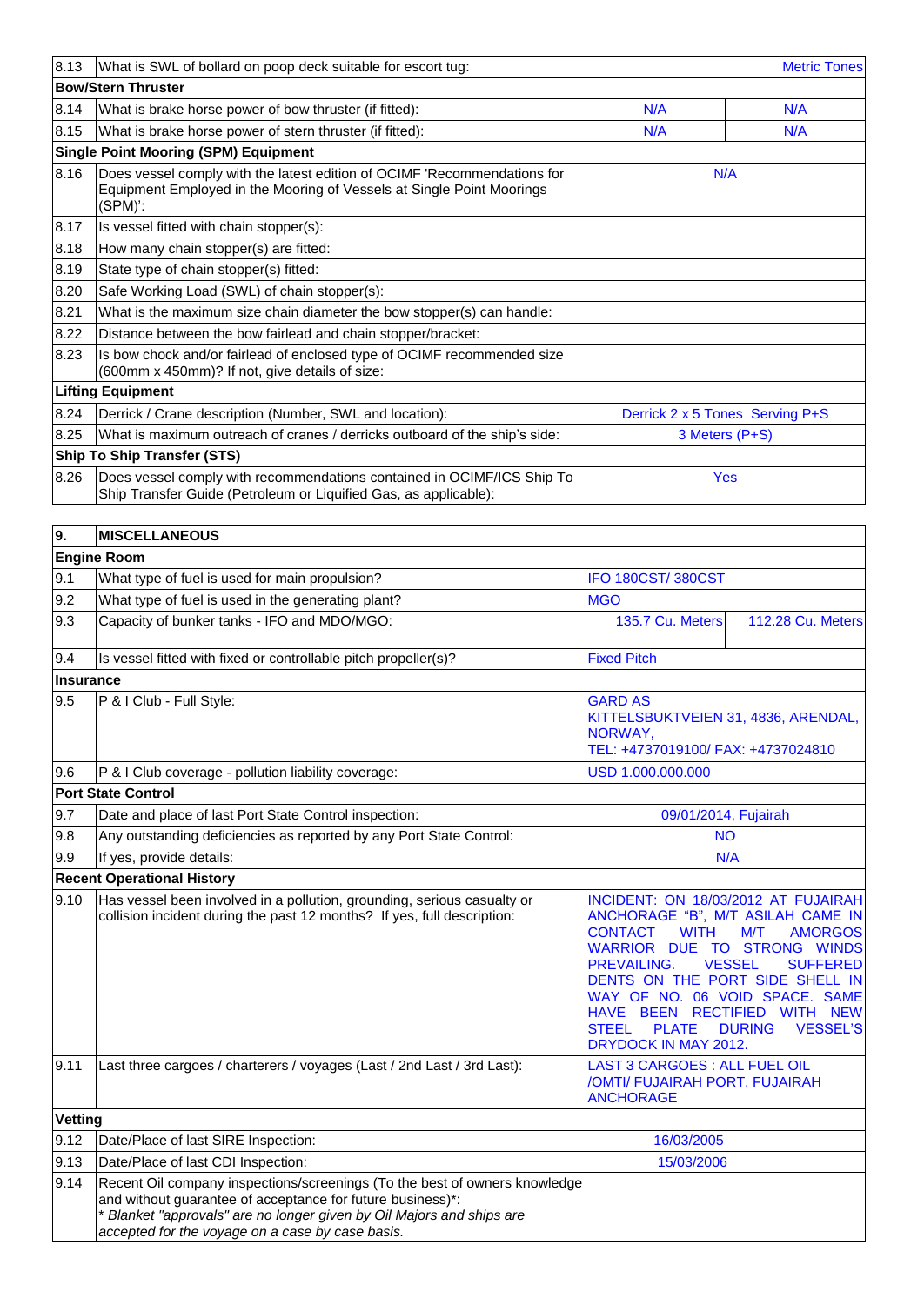| 8.13 | What is SWL of bollard on poop deck suitable for escort tug: | | Metric Tones |
|---|---|---|---|
| **Bow/Stern Thruster** | | | |
| 8.14 | What is brake horse power of bow thruster (if fitted): | N/A | N/A |
| 8.15 | What is brake horse power of stern thruster (if fitted): | N/A | N/A |
| **Single Point Mooring (SPM) Equipment** | | | |
| 8.16 | Does vessel comply with the latest edition of OCIMF 'Recommendations for Equipment Employed in the Mooring of Vessels at Single Point Moorings (SPM)': | N/A | |
| 8.17 | Is vessel fitted with chain stopper(s): | | |
| 8.18 | How many chain stopper(s) are fitted: | | |
| 8.19 | State type of chain stopper(s) fitted: | | |
| 8.20 | Safe Working Load (SWL) of chain stopper(s): | | |
| 8.21 | What is the maximum size chain diameter the bow stopper(s) can handle: | | |
| 8.22 | Distance between the bow fairlead and chain stopper/bracket: | | |
| 8.23 | Is bow chock and/or fairlead of enclosed type of OCIMF recommended size (600mm x 450mm)? If not, give details of size: | | |
| **Lifting Equipment** | | | |
| 8.24 | Derrick / Crane description (Number, SWL and location): | Derrick 2 x 5 Tones Serving P+S | |
| 8.25 | What is maximum outreach of cranes / derricks outboard of the ship's side: | 3 Meters (P+S) | |
| **Ship To Ship Transfer (STS)** | | | |
| 8.26 | Does vessel comply with recommendations contained in OCIMF/ICS Ship To Ship Transfer Guide (Petroleum or Liquified Gas, as applicable): | Yes | |

| 9. | MISCELLANEOUS | | |
|---|---|---|---|
| **Engine Room** | | | |
| 9.1 | What type of fuel is used for main propulsion? | IFO 180CST/ 380CST | |
| 9.2 | What type of fuel is used in the generating plant? | MGO | |
| 9.3 | Capacity of bunker tanks - IFO and MDO/MGO: | 135.7 Cu. Meters | 112.28 Cu. Meters |
| 9.4 | Is vessel fitted with fixed or controllable pitch propeller(s)? | Fixed Pitch | |
| **Insurance** | | | |
| 9.5 | P & I Club - Full Style: | GARD AS KITTELSBUKTVEIEN 31, 4836, ARENDAL, NORWAY, TEL: +4737019100/ FAX: +4737024810 | |
| 9.6 | P & I Club coverage - pollution liability coverage: | USD 1.000.000.000 | |
| **Port State Control** | | | |
| 9.7 | Date and place of last Port State Control inspection: | 09/01/2014, Fujairah | |
| 9.8 | Any outstanding deficiencies as reported by any Port State Control: | NO | |
| 9.9 | If yes, provide details: | N/A | |
| **Recent Operational History** | | | |
| 9.10 | Has vessel been involved in a pollution, grounding, serious casualty or collision incident during the past 12 months? If yes, full description: | INCIDENT: ON 18/03/2012 AT FUJAIRAH ANCHORAGE "B", M/T ASILAH CAME IN CONTACT WITH M/T AMORGOS WARRIOR DUE TO STRONG WINDS PREVAILING. VESSEL SUFFERED DENTS ON THE PORT SIDE SHELL IN WAY OF NO. 06 VOID SPACE. SAME HAVE BEEN RECTIFIED WITH NEW STEEL PLATE DURING VESSEL'S DRYDOCK IN MAY 2012. | |
| 9.11 | Last three cargoes / charterers / voyages (Last / 2nd Last / 3rd Last): | LAST 3 CARGOES : ALL FUEL OIL /OMTI/ FUJAIRAH PORT, FUJAIRAH ANCHORAGE | |
| **Vetting** | | | |
| 9.12 | Date/Place of last SIRE Inspection: | 16/03/2005 | |
| 9.13 | Date/Place of last CDI Inspection: | 15/03/2006 | |
| 9.14 | Recent Oil company inspections/screenings (To the best of owners knowledge and without guarantee of acceptance for future business)*: *\* Blanket "approvals" are no longer given by Oil Majors and ships are accepted for the voyage on a case by case basis.* | | |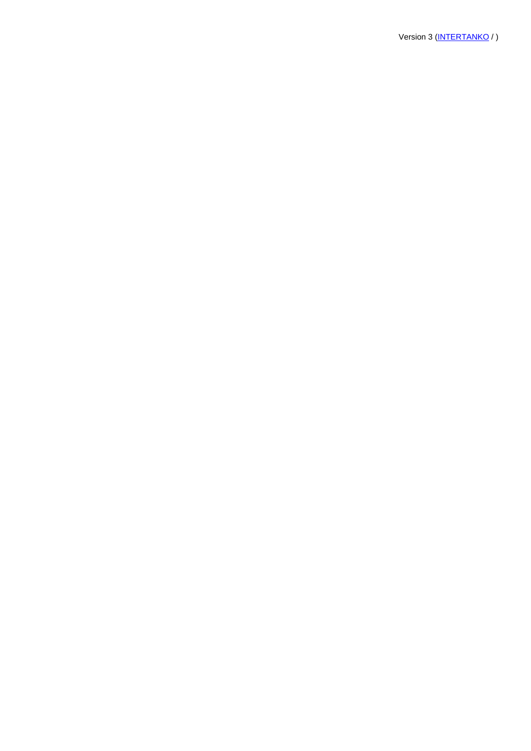Version 3 (INTERTANKO / )